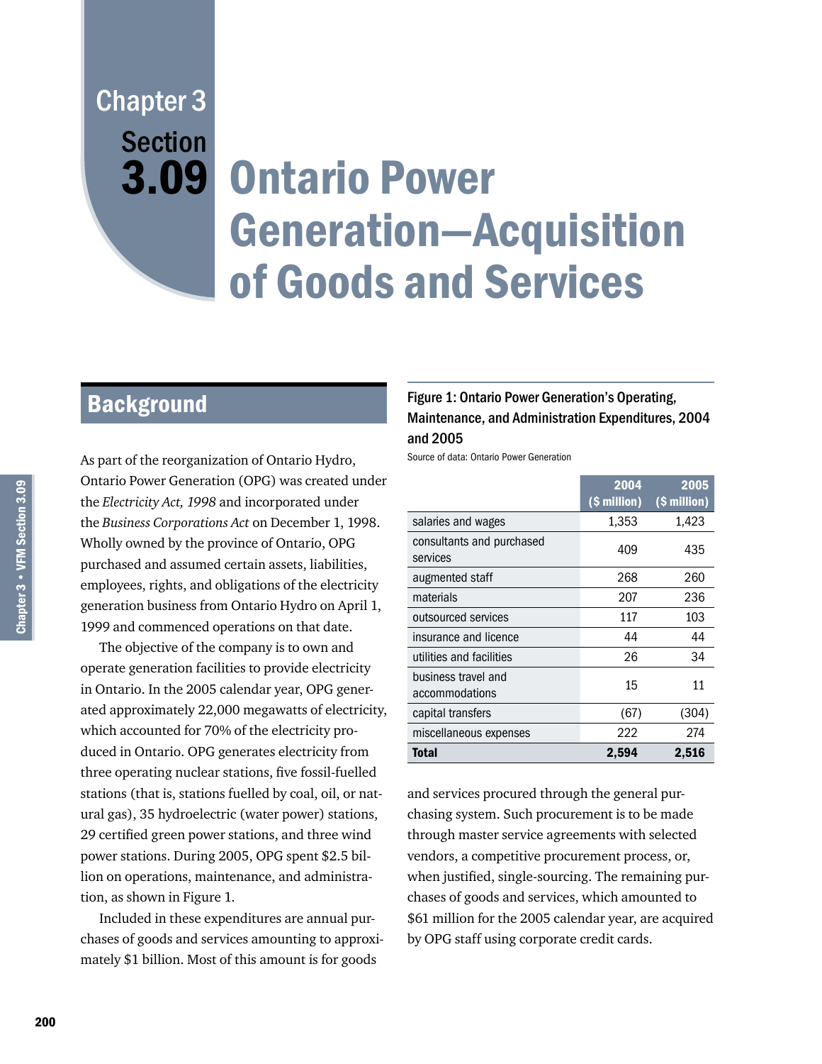# Chapter 3 Section 3.09 Ontario Power Generation—Acquisition of Goods and Services

## Background

As part of the reorganization of Ontario Hydro, Ontario Power Generation (OPG) was created under the *Electricity Act, 1998* and incorporated under the *Business Corporations Act* on December 1, 1998. Wholly owned by the province of Ontario, OPG purchased and assumed certain assets, liabilities, employees, rights, and obligations of the electricity generation business from Ontario Hydro on April 1, 1999 and commenced operations on that date.

The objective of the company is to own and operate generation facilities to provide electricity in Ontario. In the 2005 calendar year, OPG generated approximately 22,000 megawatts of electricity, which accounted for 70% of the electricity produced in Ontario. OPG generates electricity from three operating nuclear stations, five fossil-fuelled stations (that is, stations fuelled by coal, oil, or natural gas), 35 hydroelectric (water power) stations, 29 certified green power stations, and three wind power stations. During 2005, OPG spent $2.5 billion on operations, maintenance, and administration, as shown in Figure 1.

Included in these expenditures are annual purchases of goods and services amounting to approximately $1 billion. Most of this amount is for goods and services procured through the general purchasing system. Such procurement is to be made through master service agreements with selected vendors, a competitive procurement process, or, when justified, single-sourcing. The remaining purchases of goods and services, which amounted to $61 million for the 2005 calendar year, are acquired by OPG staff using corporate credit cards.

**Figure 1: Ontario Power Generation's Operating, Maintenance, and Administration Expenditures, 2004 and 2005**

Source of data: Ontario Power Generation

| | 2004 ($ million) | 2005 ($ million) |
|---|---|---|
| salaries and wages | 1,353 | 1,423 |
| consultants and purchased services | 409 | 435 |
| augmented staff | 268 | 260 |
| materials | 207 | 236 |
| outsourced services | 117 | 103 |
| insurance and licence | 44 | 44 |
| utilities and facilities | 26 | 34 |
| business travel and accommodations | 15 | 11 |
| capital transfers | (67) | (304) |
| miscellaneous expenses | 222 | 274 |
| **Total** | **2,594** | **2,516** |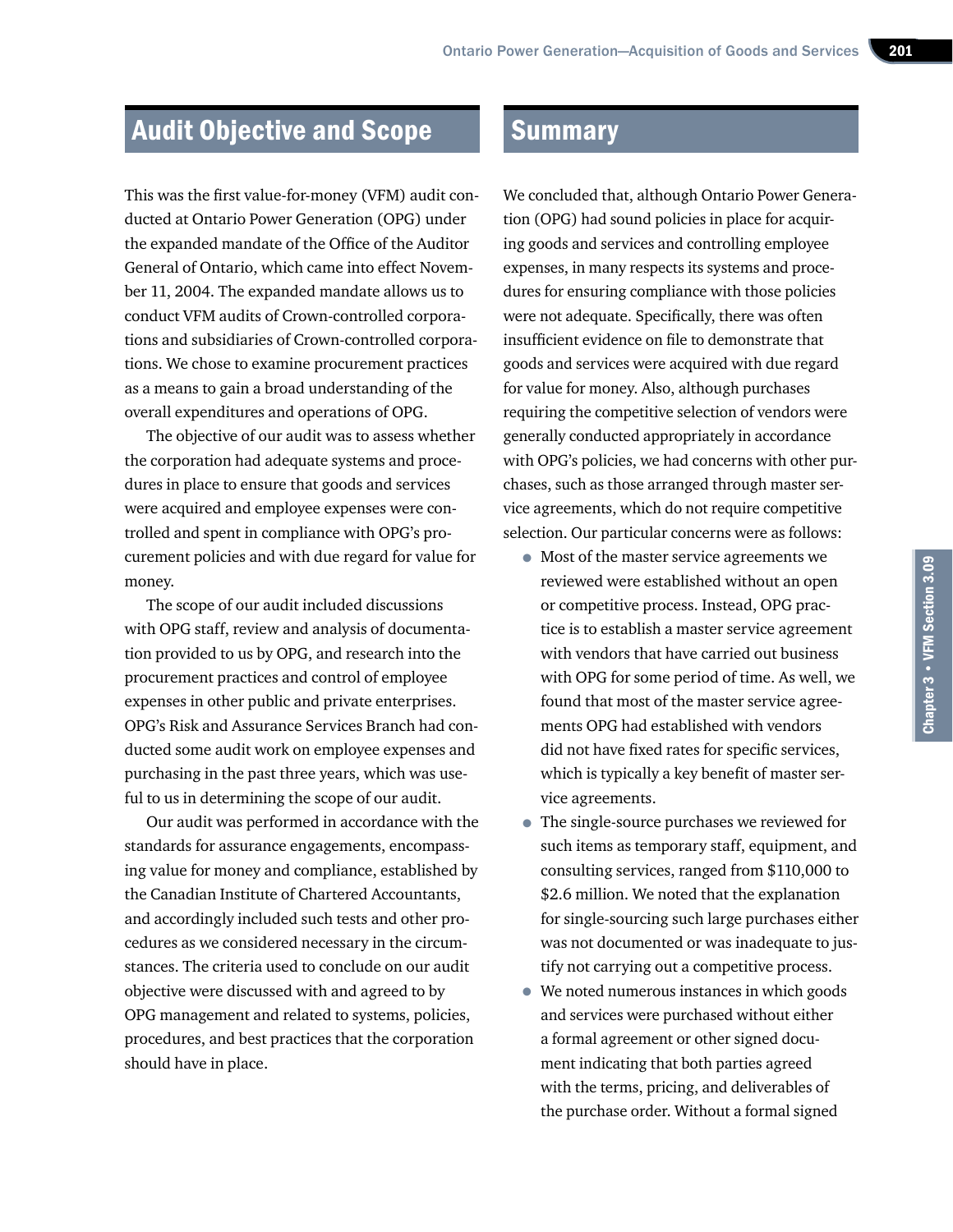## Audit Objective and Scope

This was the first value-for-money (VFM) audit conducted at Ontario Power Generation (OPG) under the expanded mandate of the Office of the Auditor General of Ontario, which came into effect November 11, 2004. The expanded mandate allows us to conduct VFM audits of Crown-controlled corporations and subsidiaries of Crown-controlled corporations. We chose to examine procurement practices as a means to gain a broad understanding of the overall expenditures and operations of OPG.

The objective of our audit was to assess whether the corporation had adequate systems and procedures in place to ensure that goods and services were acquired and employee expenses were controlled and spent in compliance with OPG's procurement policies and with due regard for value for money.

The scope of our audit included discussions with OPG staff, review and analysis of documentation provided to us by OPG, and research into the procurement practices and control of employee expenses in other public and private enterprises. OPG's Risk and Assurance Services Branch had conducted some audit work on employee expenses and purchasing in the past three years, which was useful to us in determining the scope of our audit.

Our audit was performed in accordance with the standards for assurance engagements, encompassing value for money and compliance, established by the Canadian Institute of Chartered Accountants, and accordingly included such tests and other procedures as we considered necessary in the circumstances. The criteria used to conclude on our audit objective were discussed with and agreed to by OPG management and related to systems, policies, procedures, and best practices that the corporation should have in place.

## Summary

We concluded that, although Ontario Power Generation (OPG) had sound policies in place for acquiring goods and services and controlling employee expenses, in many respects its systems and procedures for ensuring compliance with those policies were not adequate. Specifically, there was often insufficient evidence on file to demonstrate that goods and services were acquired with due regard for value for money. Also, although purchases requiring the competitive selection of vendors were generally conducted appropriately in accordance with OPG's policies, we had concerns with other purchases, such as those arranged through master service agreements, which do not require competitive selection. Our particular concerns were as follows:

- Most of the master service agreements we reviewed were established without an open or competitive process. Instead, OPG practice is to establish a master service agreement with vendors that have carried out business with OPG for some period of time. As well, we found that most of the master service agreements OPG had established with vendors did not have fixed rates for specific services, which is typically a key benefit of master service agreements.
- The single-source purchases we reviewed for such items as temporary staff, equipment, and consulting services, ranged from $110,000 to $2.6 million. We noted that the explanation for single-sourcing such large purchases either was not documented or was inadequate to justify not carrying out a competitive process.
- We noted numerous instances in which goods and services were purchased without either a formal agreement or other signed document indicating that both parties agreed with the terms, pricing, and deliverables of the purchase order. Without a formal signed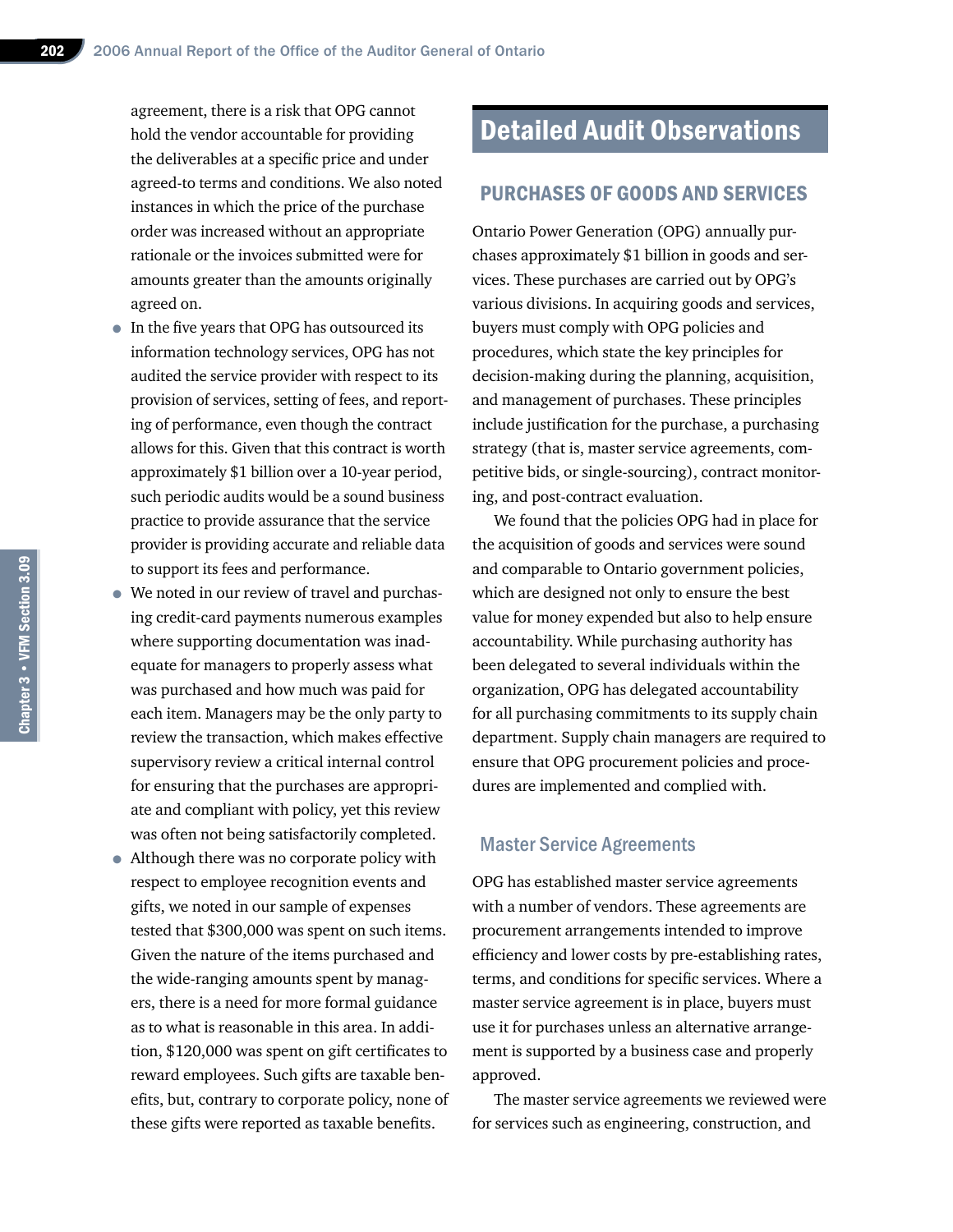agreement, there is a risk that OPG cannot hold the vendor accountable for providing the deliverables at a specific price and under agreed-to terms and conditions. We also noted instances in which the price of the purchase order was increased without an appropriate rationale or the invoices submitted were for amounts greater than the amounts originally agreed on.

- In the five years that OPG has outsourced its information technology services, OPG has not audited the service provider with respect to its provision of services, setting of fees, and reporting of performance, even though the contract allows for this. Given that this contract is worth approximately $1 billion over a 10-year period, such periodic audits would be a sound business practice to provide assurance that the service provider is providing accurate and reliable data to support its fees and performance.
- We noted in our review of travel and purchasing credit-card payments numerous examples where supporting documentation was inadequate for managers to properly assess what was purchased and how much was paid for each item. Managers may be the only party to review the transaction, which makes effective supervisory review a critical internal control for ensuring that the purchases are appropriate and compliant with policy, yet this review was often not being satisfactorily completed.
- Although there was no corporate policy with respect to employee recognition events and gifts, we noted in our sample of expenses tested that $300,000 was spent on such items. Given the nature of the items purchased and the wide-ranging amounts spent by managers, there is a need for more formal guidance as to what is reasonable in this area. In addition, $120,000 was spent on gift certificates to reward employees. Such gifts are taxable benefits, but, contrary to corporate policy, none of these gifts were reported as taxable benefits.

# Detailed Audit Observations

## PURCHASES OF GOODS AND SERVICES

Ontario Power Generation (OPG) annually purchases approximately $1 billion in goods and services. These purchases are carried out by OPG's various divisions. In acquiring goods and services, buyers must comply with OPG policies and procedures, which state the key principles for decision-making during the planning, acquisition, and management of purchases. These principles include justification for the purchase, a purchasing strategy (that is, master service agreements, competitive bids, or single-sourcing), contract monitoring, and post-contract evaluation.

We found that the policies OPG had in place for the acquisition of goods and services were sound and comparable to Ontario government policies, which are designed not only to ensure the best value for money expended but also to help ensure accountability. While purchasing authority has been delegated to several individuals within the organization, OPG has delegated accountability for all purchasing commitments to its supply chain department. Supply chain managers are required to ensure that OPG procurement policies and procedures are implemented and complied with.

### Master Service Agreements

OPG has established master service agreements with a number of vendors. These agreements are procurement arrangements intended to improve efficiency and lower costs by pre-establishing rates, terms, and conditions for specific services. Where a master service agreement is in place, buyers must use it for purchases unless an alternative arrangement is supported by a business case and properly approved.

The master service agreements we reviewed were for services such as engineering, construction, and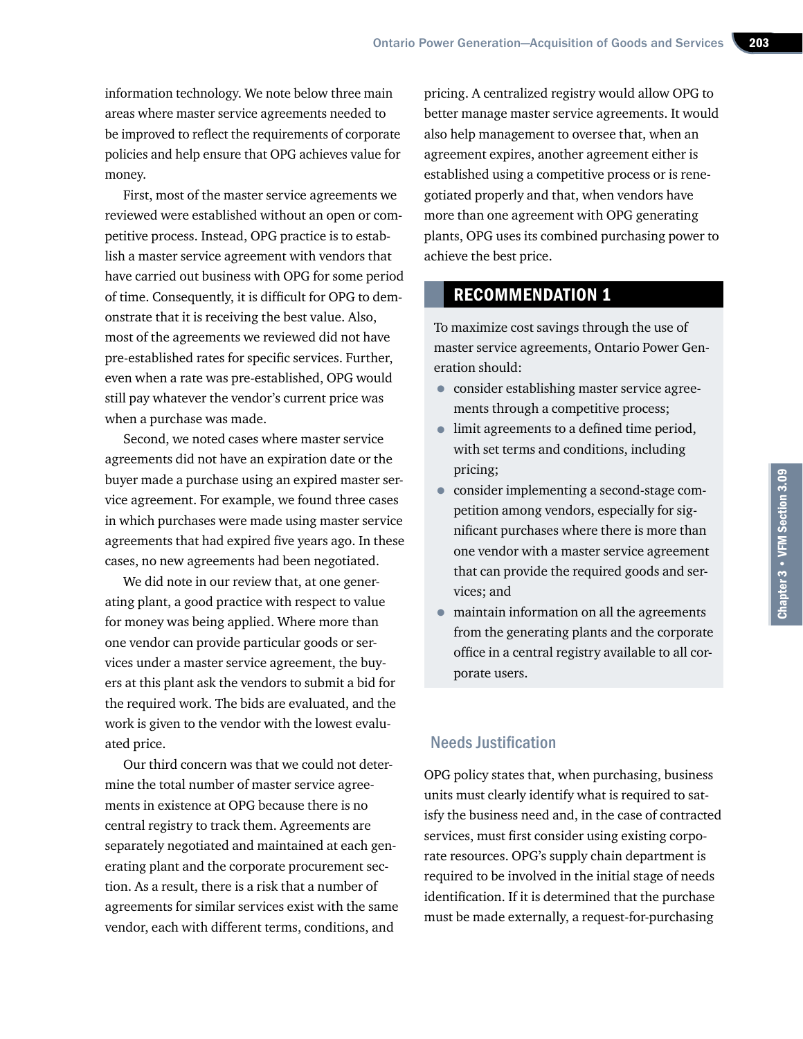information technology. We note below three main areas where master service agreements needed to be improved to reflect the requirements of corporate policies and help ensure that OPG achieves value for money.

First, most of the master service agreements we reviewed were established without an open or competitive process. Instead, OPG practice is to establish a master service agreement with vendors that have carried out business with OPG for some period of time. Consequently, it is difficult for OPG to demonstrate that it is receiving the best value. Also, most of the agreements we reviewed did not have pre-established rates for specific services. Further, even when a rate was pre-established, OPG would still pay whatever the vendor's current price was when a purchase was made.

Second, we noted cases where master service agreements did not have an expiration date or the buyer made a purchase using an expired master service agreement. For example, we found three cases in which purchases were made using master service agreements that had expired five years ago. In these cases, no new agreements had been negotiated.

We did note in our review that, at one generating plant, a good practice with respect to value for money was being applied. Where more than one vendor can provide particular goods or services under a master service agreement, the buyers at this plant ask the vendors to submit a bid for the required work. The bids are evaluated, and the work is given to the vendor with the lowest evaluated price.

Our third concern was that we could not determine the total number of master service agreements in existence at OPG because there is no central registry to track them. Agreements are separately negotiated and maintained at each generating plant and the corporate procurement section. As a result, there is a risk that a number of agreements for similar services exist with the same vendor, each with different terms, conditions, and pricing. A centralized registry would allow OPG to better manage master service agreements. It would also help management to oversee that, when an agreement expires, another agreement either is established using a competitive process or is renegotiated properly and that, when vendors have more than one agreement with OPG generating plants, OPG uses its combined purchasing power to achieve the best price.

## RECOMMENDATION 1

To maximize cost savings through the use of master service agreements, Ontario Power Generation should:

- consider establishing master service agreements through a competitive process;
- limit agreements to a defined time period, with set terms and conditions, including pricing;
- consider implementing a second-stage competition among vendors, especially for significant purchases where there is more than one vendor with a master service agreement that can provide the required goods and services; and
- maintain information on all the agreements from the generating plants and the corporate office in a central registry available to all corporate users.

### Needs Justification

OPG policy states that, when purchasing, business units must clearly identify what is required to satisfy the business need and, in the case of contracted services, must first consider using existing corporate resources. OPG's supply chain department is required to be involved in the initial stage of needs identification. If it is determined that the purchase must be made externally, a request-for-purchasing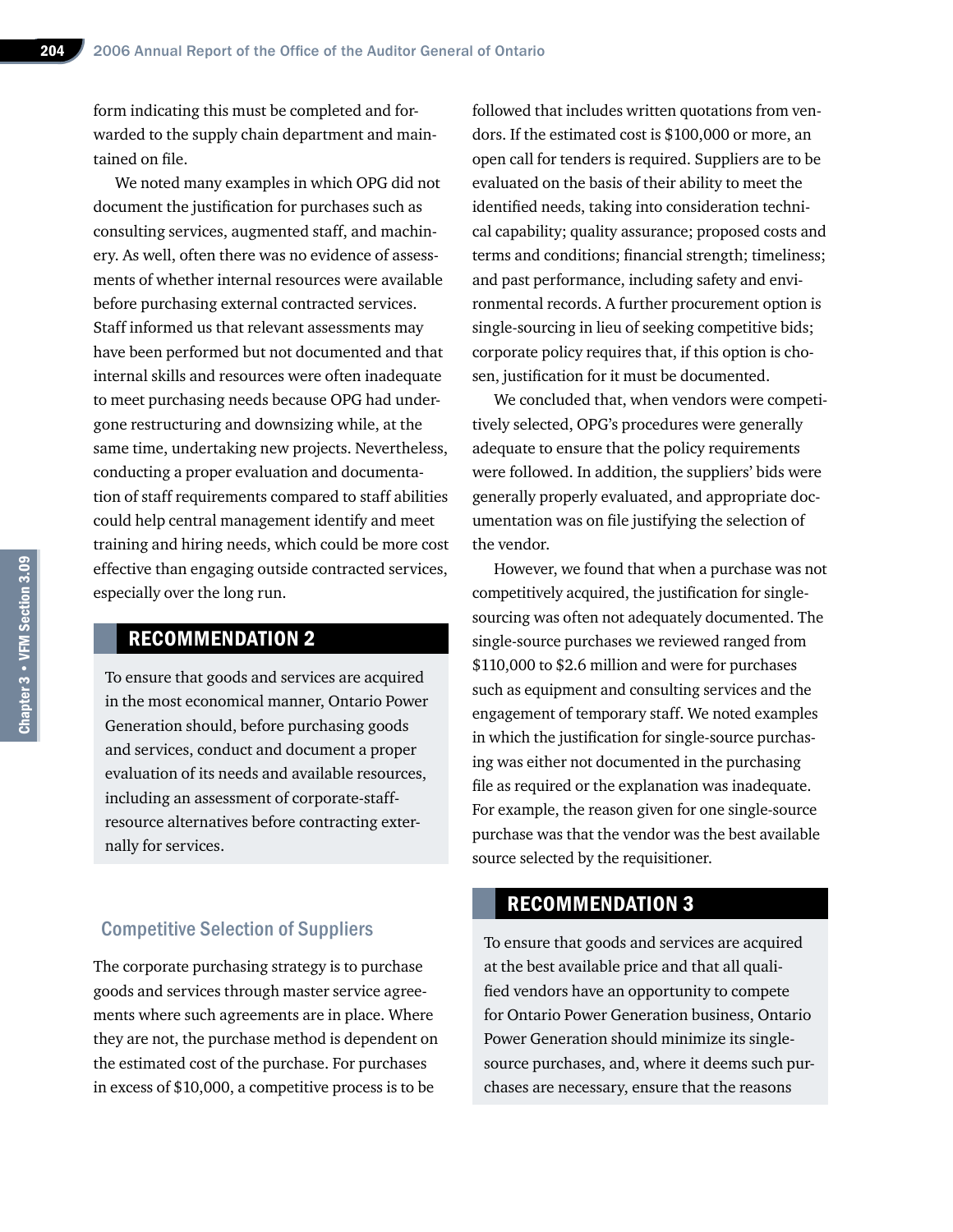form indicating this must be completed and forwarded to the supply chain department and maintained on file.

We noted many examples in which OPG did not document the justification for purchases such as consulting services, augmented staff, and machinery. As well, often there was no evidence of assessments of whether internal resources were available before purchasing external contracted services. Staff informed us that relevant assessments may have been performed but not documented and that internal skills and resources were often inadequate to meet purchasing needs because OPG had undergone restructuring and downsizing while, at the same time, undertaking new projects. Nevertheless, conducting a proper evaluation and documentation of staff requirements compared to staff abilities could help central management identify and meet training and hiring needs, which could be more cost effective than engaging outside contracted services, especially over the long run.

## RECOMMENDATION 2

To ensure that goods and services are acquired in the most economical manner, Ontario Power Generation should, before purchasing goods and services, conduct and document a proper evaluation of its needs and available resources, including an assessment of corporate-staff-resource alternatives before contracting externally for services.

### Competitive Selection of Suppliers

The corporate purchasing strategy is to purchase goods and services through master service agreements where such agreements are in place. Where they are not, the purchase method is dependent on the estimated cost of the purchase. For purchases in excess of $10,000, a competitive process is to be followed that includes written quotations from vendors. If the estimated cost is $100,000 or more, an open call for tenders is required. Suppliers are to be evaluated on the basis of their ability to meet the identified needs, taking into consideration technical capability; quality assurance; proposed costs and terms and conditions; financial strength; timeliness; and past performance, including safety and environmental records. A further procurement option is single-sourcing in lieu of seeking competitive bids; corporate policy requires that, if this option is chosen, justification for it must be documented.

We concluded that, when vendors were competitively selected, OPG's procedures were generally adequate to ensure that the policy requirements were followed. In addition, the suppliers' bids were generally properly evaluated, and appropriate documentation was on file justifying the selection of the vendor.

However, we found that when a purchase was not competitively acquired, the justification for single-sourcing was often not adequately documented. The single-source purchases we reviewed ranged from $110,000 to $2.6 million and were for purchases such as equipment and consulting services and the engagement of temporary staff. We noted examples in which the justification for single-source purchasing was either not documented in the purchasing file as required or the explanation was inadequate. For example, the reason given for one single-source purchase was that the vendor was the best available source selected by the requisitioner.

## RECOMMENDATION 3

To ensure that goods and services are acquired at the best available price and that all qualified vendors have an opportunity to compete for Ontario Power Generation business, Ontario Power Generation should minimize its single-source purchases, and, where it deems such purchases are necessary, ensure that the reasons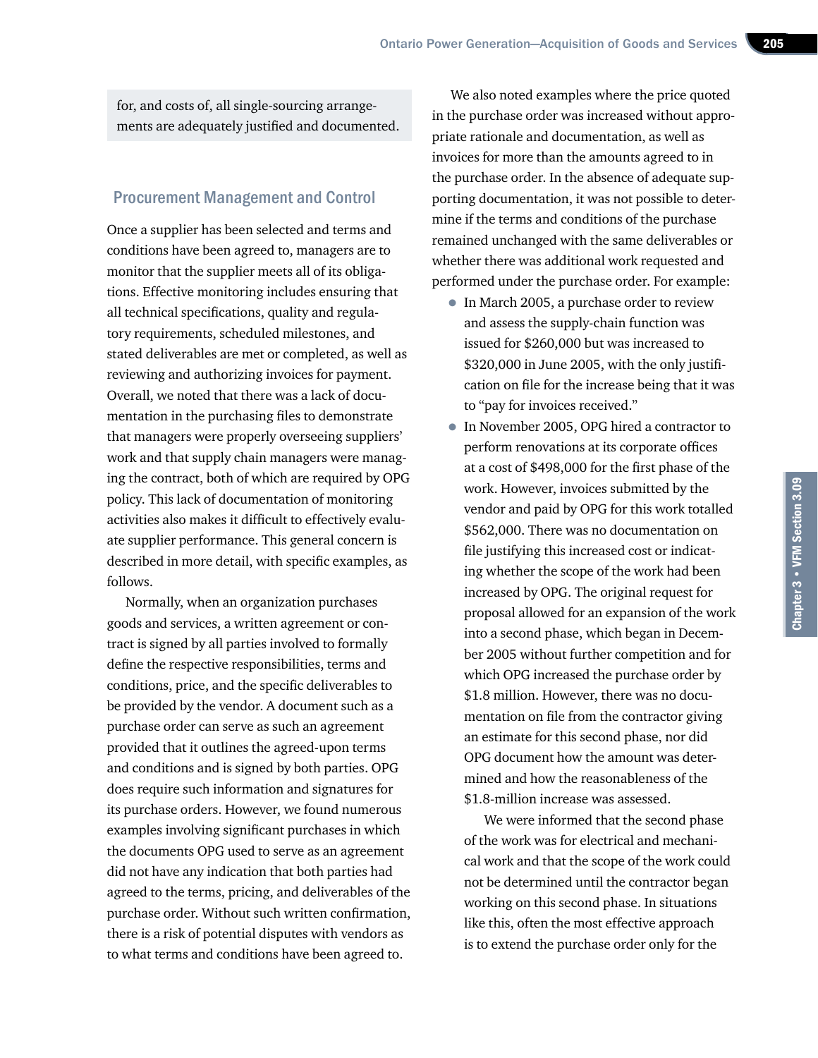for, and costs of, all single-sourcing arrangements are adequately justified and documented.

## Procurement Management and Control

Once a supplier has been selected and terms and conditions have been agreed to, managers are to monitor that the supplier meets all of its obligations. Effective monitoring includes ensuring that all technical specifications, quality and regulatory requirements, scheduled milestones, and stated deliverables are met or completed, as well as reviewing and authorizing invoices for payment. Overall, we noted that there was a lack of documentation in the purchasing files to demonstrate that managers were properly overseeing suppliers' work and that supply chain managers were managing the contract, both of which are required by OPG policy. This lack of documentation of monitoring activities also makes it difficult to effectively evaluate supplier performance. This general concern is described in more detail, with specific examples, as follows.

Normally, when an organization purchases goods and services, a written agreement or contract is signed by all parties involved to formally define the respective responsibilities, terms and conditions, price, and the specific deliverables to be provided by the vendor. A document such as a purchase order can serve as such an agreement provided that it outlines the agreed-upon terms and conditions and is signed by both parties. OPG does require such information and signatures for its purchase orders. However, we found numerous examples involving significant purchases in which the documents OPG used to serve as an agreement did not have any indication that both parties had agreed to the terms, pricing, and deliverables of the purchase order. Without such written confirmation, there is a risk of potential disputes with vendors as to what terms and conditions have been agreed to.

We also noted examples where the price quoted in the purchase order was increased without appropriate rationale and documentation, as well as invoices for more than the amounts agreed to in the purchase order. In the absence of adequate supporting documentation, it was not possible to determine if the terms and conditions of the purchase remained unchanged with the same deliverables or whether there was additional work requested and performed under the purchase order. For example:

- In March 2005, a purchase order to review and assess the supply-chain function was issued for $260,000 but was increased to $320,000 in June 2005, with the only justification on file for the increase being that it was to "pay for invoices received."
- In November 2005, OPG hired a contractor to perform renovations at its corporate offices at a cost of $498,000 for the first phase of the work. However, invoices submitted by the vendor and paid by OPG for this work totalled $562,000. There was no documentation on file justifying this increased cost or indicating whether the scope of the work had been increased by OPG. The original request for proposal allowed for an expansion of the work into a second phase, which began in December 2005 without further competition and for which OPG increased the purchase order by $1.8 million. However, there was no documentation on file from the contractor giving an estimate for this second phase, nor did OPG document how the amount was determined and how the reasonableness of the $1.8-million increase was assessed.

  We were informed that the second phase of the work was for electrical and mechanical work and that the scope of the work could not be determined until the contractor began working on this second phase. In situations like this, often the most effective approach is to extend the purchase order only for the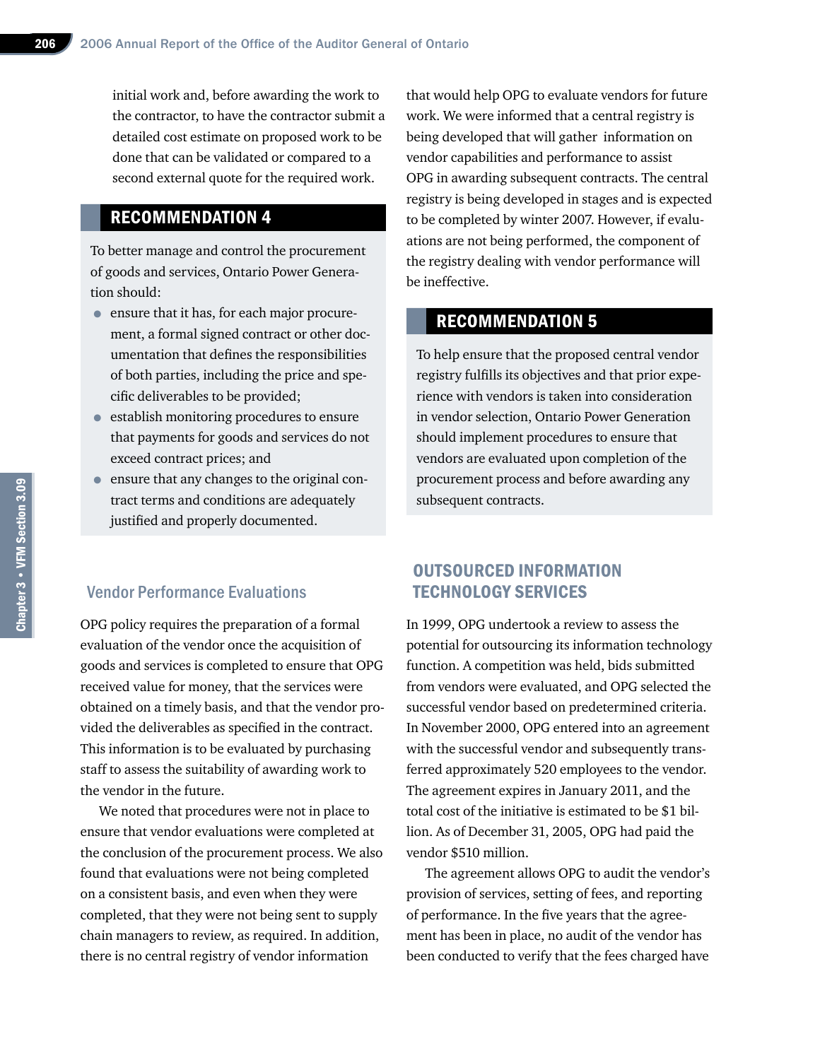initial work and, before awarding the work to the contractor, to have the contractor submit a detailed cost estimate on proposed work to be done that can be validated or compared to a second external quote for the required work.

## RECOMMENDATION 4

To better manage and control the procurement of goods and services, Ontario Power Generation should:

- ensure that it has, for each major procurement, a formal signed contract or other documentation that defines the responsibilities of both parties, including the price and specific deliverables to be provided;
- establish monitoring procedures to ensure that payments for goods and services do not exceed contract prices; and
- ensure that any changes to the original contract terms and conditions are adequately justified and properly documented.

### Vendor Performance Evaluations

OPG policy requires the preparation of a formal evaluation of the vendor once the acquisition of goods and services is completed to ensure that OPG received value for money, that the services were obtained on a timely basis, and that the vendor provided the deliverables as specified in the contract. This information is to be evaluated by purchasing staff to assess the suitability of awarding work to the vendor in the future.

We noted that procedures were not in place to ensure that vendor evaluations were completed at the conclusion of the procurement process. We also found that evaluations were not being completed on a consistent basis, and even when they were completed, that they were not being sent to supply chain managers to review, as required. In addition, there is no central registry of vendor information that would help OPG to evaluate vendors for future work. We were informed that a central registry is being developed that will gather information on vendor capabilities and performance to assist OPG in awarding subsequent contracts. The central registry is being developed in stages and is expected to be completed by winter 2007. However, if evaluations are not being performed, the component of the registry dealing with vendor performance will be ineffective.

## RECOMMENDATION 5

To help ensure that the proposed central vendor registry fulfills its objectives and that prior experience with vendors is taken into consideration in vendor selection, Ontario Power Generation should implement procedures to ensure that vendors are evaluated upon completion of the procurement process and before awarding any subsequent contracts.

## OUTSOURCED INFORMATION TECHNOLOGY SERVICES

In 1999, OPG undertook a review to assess the potential for outsourcing its information technology function. A competition was held, bids submitted from vendors were evaluated, and OPG selected the successful vendor based on predetermined criteria. In November 2000, OPG entered into an agreement with the successful vendor and subsequently transferred approximately 520 employees to the vendor. The agreement expires in January 2011, and the total cost of the initiative is estimated to be $1 billion. As of December 31, 2005, OPG had paid the vendor $510 million.

The agreement allows OPG to audit the vendor's provision of services, setting of fees, and reporting of performance. In the five years that the agreement has been in place, no audit of the vendor has been conducted to verify that the fees charged have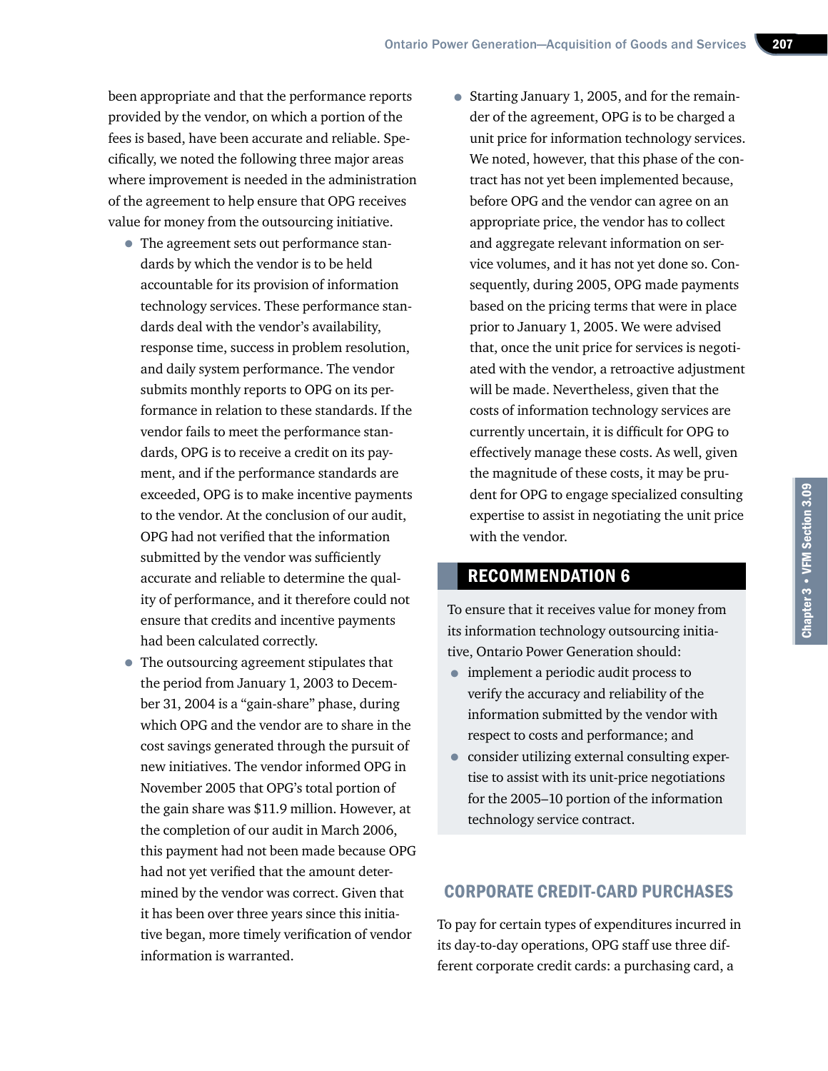been appropriate and that the performance reports provided by the vendor, on which a portion of the fees is based, have been accurate and reliable. Specifically, we noted the following three major areas where improvement is needed in the administration of the agreement to help ensure that OPG receives value for money from the outsourcing initiative.

- The agreement sets out performance standards by which the vendor is to be held accountable for its provision of information technology services. These performance standards deal with the vendor's availability, response time, success in problem resolution, and daily system performance. The vendor submits monthly reports to OPG on its performance in relation to these standards. If the vendor fails to meet the performance standards, OPG is to receive a credit on its payment, and if the performance standards are exceeded, OPG is to make incentive payments to the vendor. At the conclusion of our audit, OPG had not verified that the information submitted by the vendor was sufficiently accurate and reliable to determine the quality of performance, and it therefore could not ensure that credits and incentive payments had been calculated correctly.
- The outsourcing agreement stipulates that the period from January 1, 2003 to December 31, 2004 is a "gain-share" phase, during which OPG and the vendor are to share in the cost savings generated through the pursuit of new initiatives. The vendor informed OPG in November 2005 that OPG's total portion of the gain share was $11.9 million. However, at the completion of our audit in March 2006, this payment had not been made because OPG had not yet verified that the amount determined by the vendor was correct. Given that it has been over three years since this initiative began, more timely verification of vendor information is warranted.
- Starting January 1, 2005, and for the remainder of the agreement, OPG is to be charged a unit price for information technology services. We noted, however, that this phase of the contract has not yet been implemented because, before OPG and the vendor can agree on an appropriate price, the vendor has to collect and aggregate relevant information on service volumes, and it has not yet done so. Consequently, during 2005, OPG made payments based on the pricing terms that were in place prior to January 1, 2005. We were advised that, once the unit price for services is negotiated with the vendor, a retroactive adjustment will be made. Nevertheless, given that the costs of information technology services are currently uncertain, it is difficult for OPG to effectively manage these costs. As well, given the magnitude of these costs, it may be prudent for OPG to engage specialized consulting expertise to assist in negotiating the unit price with the vendor.

## RECOMMENDATION 6

To ensure that it receives value for money from its information technology outsourcing initiative, Ontario Power Generation should:

- implement a periodic audit process to verify the accuracy and reliability of the information submitted by the vendor with respect to costs and performance; and
- consider utilizing external consulting expertise to assist with its unit-price negotiations for the 2005–10 portion of the information technology service contract.

## CORPORATE CREDIT-CARD PURCHASES

To pay for certain types of expenditures incurred in its day-to-day operations, OPG staff use three different corporate credit cards: a purchasing card, a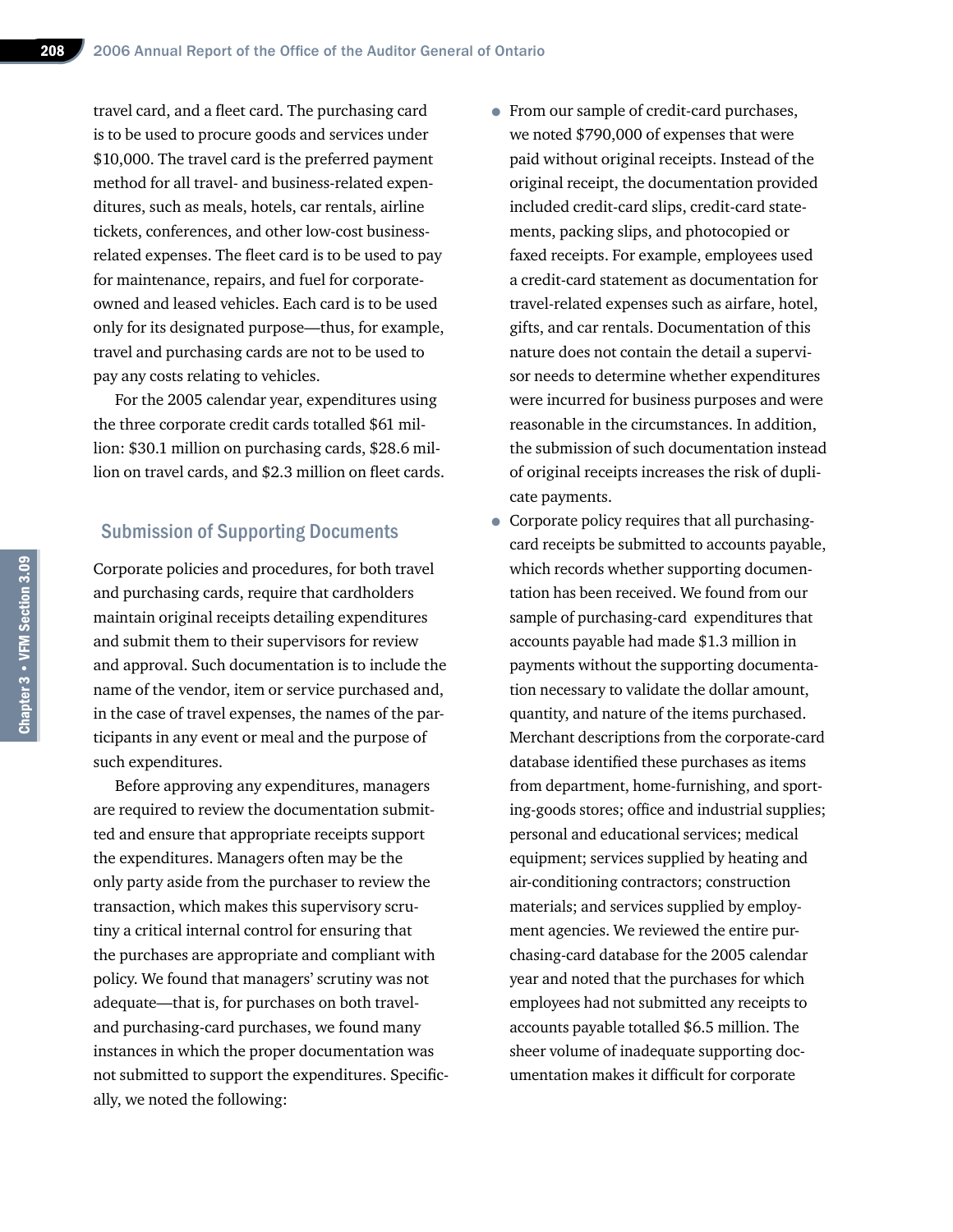travel card, and a fleet card. The purchasing card is to be used to procure goods and services under $10,000. The travel card is the preferred payment method for all travel- and business-related expenditures, such as meals, hotels, car rentals, airline tickets, conferences, and other low-cost business-related expenses. The fleet card is to be used to pay for maintenance, repairs, and fuel for corporate-owned and leased vehicles. Each card is to be used only for its designated purpose—thus, for example, travel and purchasing cards are not to be used to pay any costs relating to vehicles.

For the 2005 calendar year, expenditures using the three corporate credit cards totalled $61 million: $30.1 million on purchasing cards, $28.6 million on travel cards, and $2.3 million on fleet cards.

## Submission of Supporting Documents

Corporate policies and procedures, for both travel and purchasing cards, require that cardholders maintain original receipts detailing expenditures and submit them to their supervisors for review and approval. Such documentation is to include the name of the vendor, item or service purchased and, in the case of travel expenses, the names of the participants in any event or meal and the purpose of such expenditures.

Before approving any expenditures, managers are required to review the documentation submitted and ensure that appropriate receipts support the expenditures. Managers often may be the only party aside from the purchaser to review the transaction, which makes this supervisory scrutiny a critical internal control for ensuring that the purchases are appropriate and compliant with policy. We found that managers' scrutiny was not adequate—that is, for purchases on both travel- and purchasing-card purchases, we found many instances in which the proper documentation was not submitted to support the expenditures. Specifically, we noted the following:

- From our sample of credit-card purchases, we noted $790,000 of expenses that were paid without original receipts. Instead of the original receipt, the documentation provided included credit-card slips, credit-card statements, packing slips, and photocopied or faxed receipts. For example, employees used a credit-card statement as documentation for travel-related expenses such as airfare, hotel, gifts, and car rentals. Documentation of this nature does not contain the detail a supervisor needs to determine whether expenditures were incurred for business purposes and were reasonable in the circumstances. In addition, the submission of such documentation instead of original receipts increases the risk of duplicate payments.
- Corporate policy requires that all purchasing-card receipts be submitted to accounts payable, which records whether supporting documentation has been received. We found from our sample of purchasing-card expenditures that accounts payable had made $1.3 million in payments without the supporting documentation necessary to validate the dollar amount, quantity, and nature of the items purchased. Merchant descriptions from the corporate-card database identified these purchases as items from department, home-furnishing, and sporting-goods stores; office and industrial supplies; personal and educational services; medical equipment; services supplied by heating and air-conditioning contractors; construction materials; and services supplied by employment agencies. We reviewed the entire purchasing-card database for the 2005 calendar year and noted that the purchases for which employees had not submitted any receipts to accounts payable totalled $6.5 million. The sheer volume of inadequate supporting documentation makes it difficult for corporate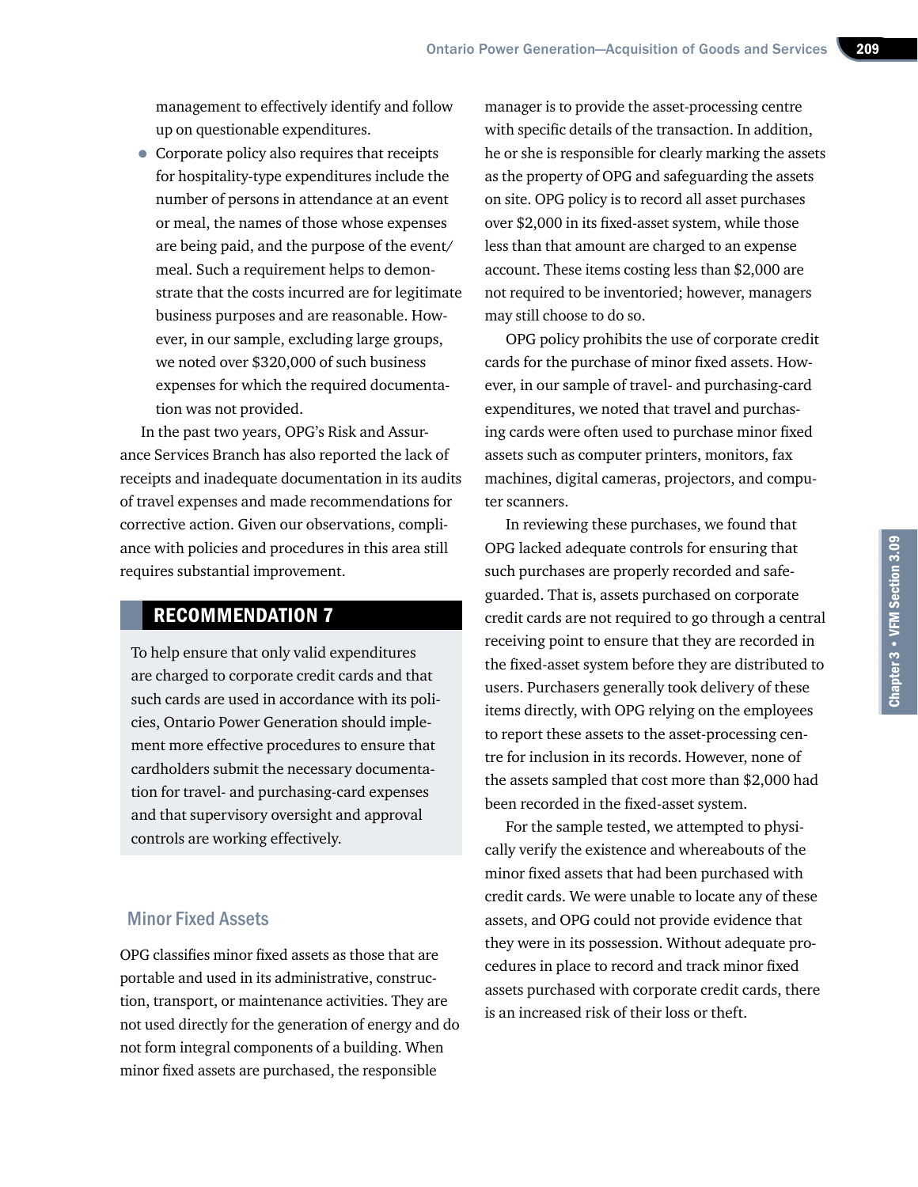management to effectively identify and follow up on questionable expenditures.

- Corporate policy also requires that receipts for hospitality-type expenditures include the number of persons in attendance at an event or meal, the names of those whose expenses are being paid, and the purpose of the event/meal. Such a requirement helps to demonstrate that the costs incurred are for legitimate business purposes and are reasonable. However, in our sample, excluding large groups, we noted over $320,000 of such business expenses for which the required documentation was not provided.

In the past two years, OPG's Risk and Assurance Services Branch has also reported the lack of receipts and inadequate documentation in its audits of travel expenses and made recommendations for corrective action. Given our observations, compliance with policies and procedures in this area still requires substantial improvement.

## RECOMMENDATION 7

To help ensure that only valid expenditures are charged to corporate credit cards and that such cards are used in accordance with its policies, Ontario Power Generation should implement more effective procedures to ensure that cardholders submit the necessary documentation for travel- and purchasing-card expenses and that supervisory oversight and approval controls are working effectively.

### Minor Fixed Assets

OPG classifies minor fixed assets as those that are portable and used in its administrative, construction, transport, or maintenance activities. They are not used directly for the generation of energy and do not form integral components of a building. When minor fixed assets are purchased, the responsible manager is to provide the asset-processing centre with specific details of the transaction. In addition, he or she is responsible for clearly marking the assets as the property of OPG and safeguarding the assets on site. OPG policy is to record all asset purchases over $2,000 in its fixed-asset system, while those less than that amount are charged to an expense account. These items costing less than $2,000 are not required to be inventoried; however, managers may still choose to do so.

OPG policy prohibits the use of corporate credit cards for the purchase of minor fixed assets. However, in our sample of travel- and purchasing-card expenditures, we noted that travel and purchasing cards were often used to purchase minor fixed assets such as computer printers, monitors, fax machines, digital cameras, projectors, and computer scanners.

In reviewing these purchases, we found that OPG lacked adequate controls for ensuring that such purchases are properly recorded and safeguarded. That is, assets purchased on corporate credit cards are not required to go through a central receiving point to ensure that they are recorded in the fixed-asset system before they are distributed to users. Purchasers generally took delivery of these items directly, with OPG relying on the employees to report these assets to the asset-processing centre for inclusion in its records. However, none of the assets sampled that cost more than $2,000 had been recorded in the fixed-asset system.

For the sample tested, we attempted to physically verify the existence and whereabouts of the minor fixed assets that had been purchased with credit cards. We were unable to locate any of these assets, and OPG could not provide evidence that they were in its possession. Without adequate procedures in place to record and track minor fixed assets purchased with corporate credit cards, there is an increased risk of their loss or theft.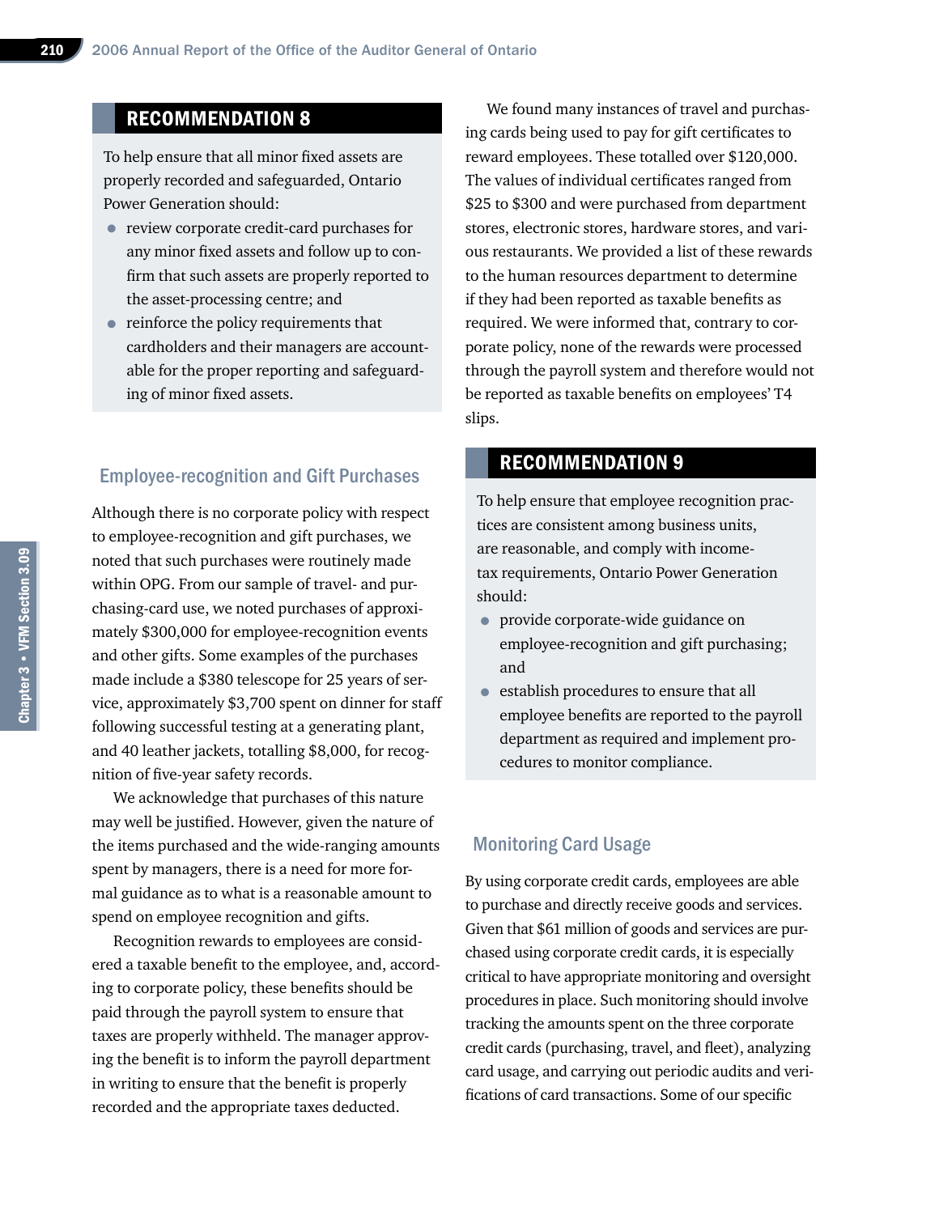## RECOMMENDATION 8

To help ensure that all minor fixed assets are properly recorded and safeguarded, Ontario Power Generation should:

- review corporate credit-card purchases for any minor fixed assets and follow up to confirm that such assets are properly reported to the asset-processing centre; and
- reinforce the policy requirements that cardholders and their managers are accountable for the proper reporting and safeguarding of minor fixed assets.

### Employee-recognition and Gift Purchases

Although there is no corporate policy with respect to employee-recognition and gift purchases, we noted that such purchases were routinely made within OPG. From our sample of travel- and purchasing-card use, we noted purchases of approximately $300,000 for employee-recognition events and other gifts. Some examples of the purchases made include a $380 telescope for 25 years of service, approximately $3,700 spent on dinner for staff following successful testing at a generating plant, and 40 leather jackets, totalling $8,000, for recognition of five-year safety records.

We acknowledge that purchases of this nature may well be justified. However, given the nature of the items purchased and the wide-ranging amounts spent by managers, there is a need for more formal guidance as to what is a reasonable amount to spend on employee recognition and gifts.

Recognition rewards to employees are considered a taxable benefit to the employee, and, according to corporate policy, these benefits should be paid through the payroll system to ensure that taxes are properly withheld. The manager approving the benefit is to inform the payroll department in writing to ensure that the benefit is properly recorded and the appropriate taxes deducted.

We found many instances of travel and purchasing cards being used to pay for gift certificates to reward employees. These totalled over $120,000. The values of individual certificates ranged from $25 to $300 and were purchased from department stores, electronic stores, hardware stores, and various restaurants. We provided a list of these rewards to the human resources department to determine if they had been reported as taxable benefits as required. We were informed that, contrary to corporate policy, none of the rewards were processed through the payroll system and therefore would not be reported as taxable benefits on employees' T4 slips.

## RECOMMENDATION 9

To help ensure that employee recognition practices are consistent among business units, are reasonable, and comply with income-tax requirements, Ontario Power Generation should:

- provide corporate-wide guidance on employee-recognition and gift purchasing; and
- establish procedures to ensure that all employee benefits are reported to the payroll department as required and implement procedures to monitor compliance.

### Monitoring Card Usage

By using corporate credit cards, employees are able to purchase and directly receive goods and services. Given that $61 million of goods and services are purchased using corporate credit cards, it is especially critical to have appropriate monitoring and oversight procedures in place. Such monitoring should involve tracking the amounts spent on the three corporate credit cards (purchasing, travel, and fleet), analyzing card usage, and carrying out periodic audits and verifications of card transactions. Some of our specific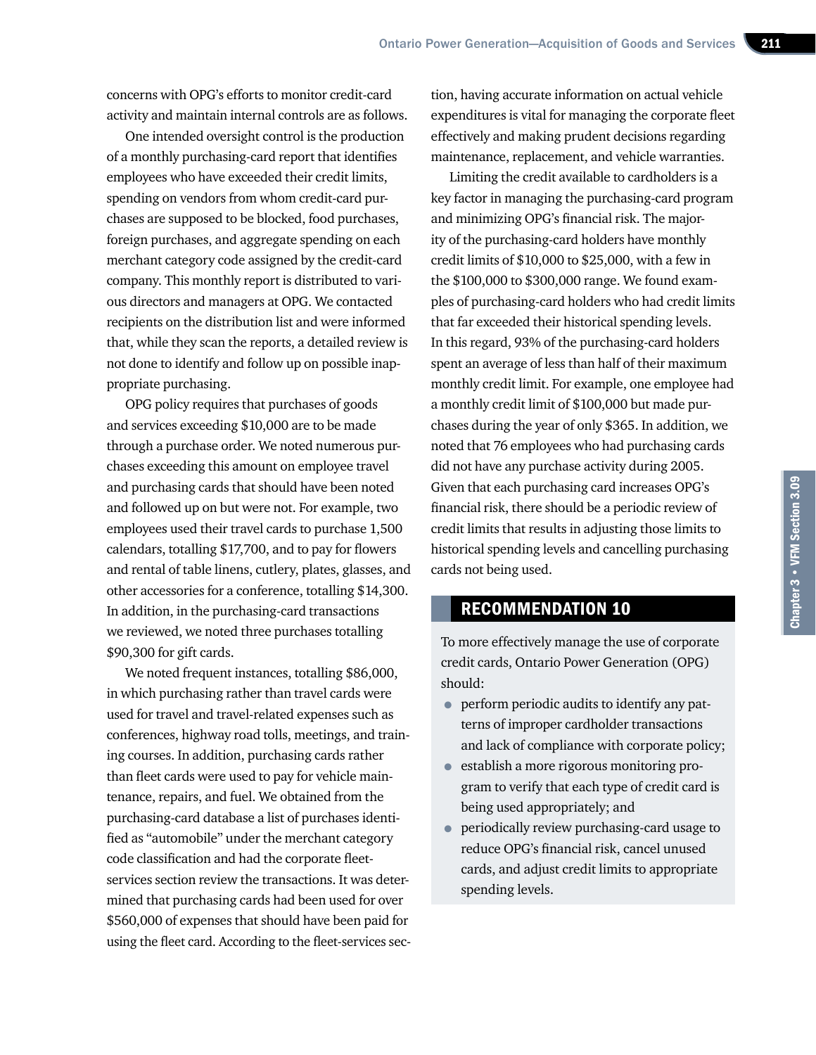concerns with OPG's efforts to monitor credit-card activity and maintain internal controls are as follows.

One intended oversight control is the production of a monthly purchasing-card report that identifies employees who have exceeded their credit limits, spending on vendors from whom credit-card purchases are supposed to be blocked, food purchases, foreign purchases, and aggregate spending on each merchant category code assigned by the credit-card company. This monthly report is distributed to various directors and managers at OPG. We contacted recipients on the distribution list and were informed that, while they scan the reports, a detailed review is not done to identify and follow up on possible inappropriate purchasing.

OPG policy requires that purchases of goods and services exceeding $10,000 are to be made through a purchase order. We noted numerous purchases exceeding this amount on employee travel and purchasing cards that should have been noted and followed up on but were not. For example, two employees used their travel cards to purchase 1,500 calendars, totalling $17,700, and to pay for flowers and rental of table linens, cutlery, plates, glasses, and other accessories for a conference, totalling $14,300. In addition, in the purchasing-card transactions we reviewed, we noted three purchases totalling $90,300 for gift cards.

We noted frequent instances, totalling $86,000, in which purchasing rather than travel cards were used for travel and travel-related expenses such as conferences, highway road tolls, meetings, and training courses. In addition, purchasing cards rather than fleet cards were used to pay for vehicle maintenance, repairs, and fuel. We obtained from the purchasing-card database a list of purchases identified as "automobile" under the merchant category code classification and had the corporate fleet-services section review the transactions. It was determined that purchasing cards had been used for over $560,000 of expenses that should have been paid for using the fleet card. According to the fleet-services section, having accurate information on actual vehicle expenditures is vital for managing the corporate fleet effectively and making prudent decisions regarding maintenance, replacement, and vehicle warranties.

Limiting the credit available to cardholders is a key factor in managing the purchasing-card program and minimizing OPG's financial risk. The majority of the purchasing-card holders have monthly credit limits of $10,000 to $25,000, with a few in the $100,000 to $300,000 range. We found examples of purchasing-card holders who had credit limits that far exceeded their historical spending levels. In this regard, 93% of the purchasing-card holders spent an average of less than half of their maximum monthly credit limit. For example, one employee had a monthly credit limit of $100,000 but made purchases during the year of only $365. In addition, we noted that 76 employees who had purchasing cards did not have any purchase activity during 2005. Given that each purchasing card increases OPG's financial risk, there should be a periodic review of credit limits that results in adjusting those limits to historical spending levels and cancelling purchasing cards not being used.

## RECOMMENDATION 10

To more effectively manage the use of corporate credit cards, Ontario Power Generation (OPG) should:

- perform periodic audits to identify any patterns of improper cardholder transactions and lack of compliance with corporate policy;
- establish a more rigorous monitoring program to verify that each type of credit card is being used appropriately; and
- periodically review purchasing-card usage to reduce OPG's financial risk, cancel unused cards, and adjust credit limits to appropriate spending levels.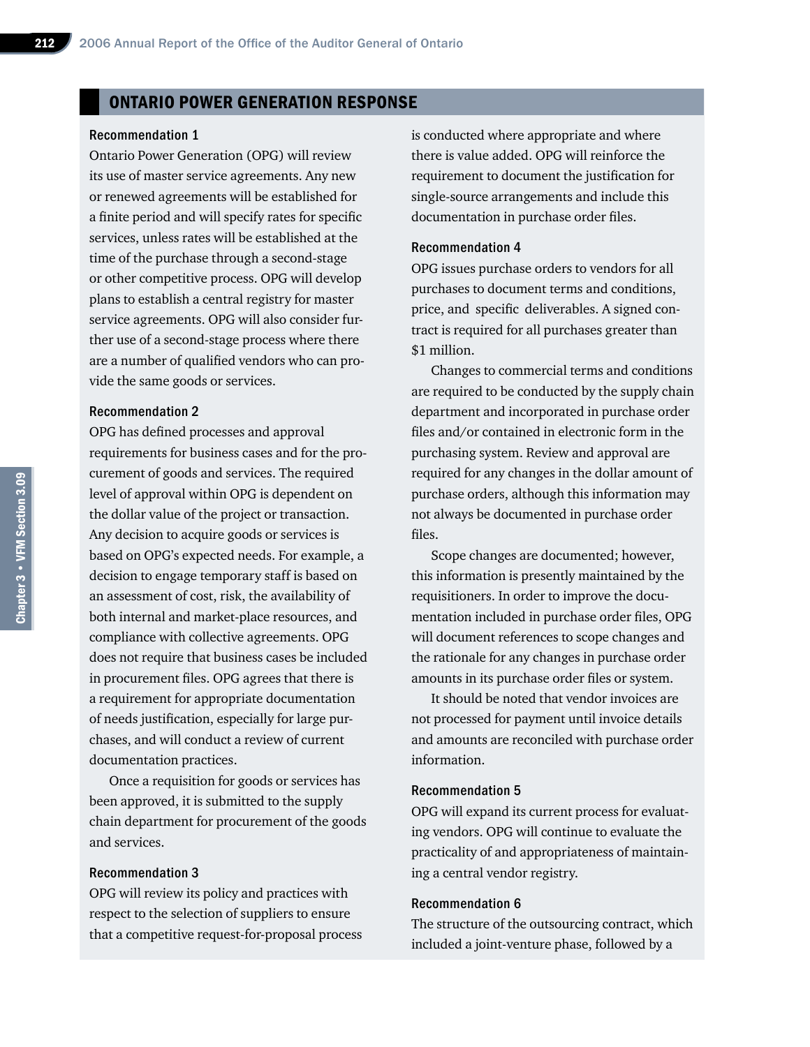## ONTARIO POWER GENERATION RESPONSE

### Recommendation 1

Ontario Power Generation (OPG) will review its use of master service agreements. Any new or renewed agreements will be established for a finite period and will specify rates for specific services, unless rates will be established at the time of the purchase through a second-stage or other competitive process. OPG will develop plans to establish a central registry for master service agreements. OPG will also consider further use of a second-stage process where there are a number of qualified vendors who can provide the same goods or services.

### Recommendation 2

OPG has defined processes and approval requirements for business cases and for the procurement of goods and services. The required level of approval within OPG is dependent on the dollar value of the project or transaction. Any decision to acquire goods or services is based on OPG's expected needs. For example, a decision to engage temporary staff is based on an assessment of cost, risk, the availability of both internal and market-place resources, and compliance with collective agreements. OPG does not require that business cases be included in procurement files. OPG agrees that there is a requirement for appropriate documentation of needs justification, especially for large purchases, and will conduct a review of current documentation practices.

Once a requisition for goods or services has been approved, it is submitted to the supply chain department for procurement of the goods and services.

### Recommendation 3

OPG will review its policy and practices with respect to the selection of suppliers to ensure that a competitive request-for-proposal process is conducted where appropriate and where there is value added. OPG will reinforce the requirement to document the justification for single-source arrangements and include this documentation in purchase order files.

### Recommendation 4

OPG issues purchase orders to vendors for all purchases to document terms and conditions, price, and specific deliverables. A signed contract is required for all purchases greater than $1 million.

Changes to commercial terms and conditions are required to be conducted by the supply chain department and incorporated in purchase order files and/or contained in electronic form in the purchasing system. Review and approval are required for any changes in the dollar amount of purchase orders, although this information may not always be documented in purchase order files.

Scope changes are documented; however, this information is presently maintained by the requisitioners. In order to improve the documentation included in purchase order files, OPG will document references to scope changes and the rationale for any changes in purchase order amounts in its purchase order files or system.

It should be noted that vendor invoices are not processed for payment until invoice details and amounts are reconciled with purchase order information.

### Recommendation 5

OPG will expand its current process for evaluating vendors. OPG will continue to evaluate the practicality of and appropriateness of maintaining a central vendor registry.

### Recommendation 6

The structure of the outsourcing contract, which included a joint-venture phase, followed by a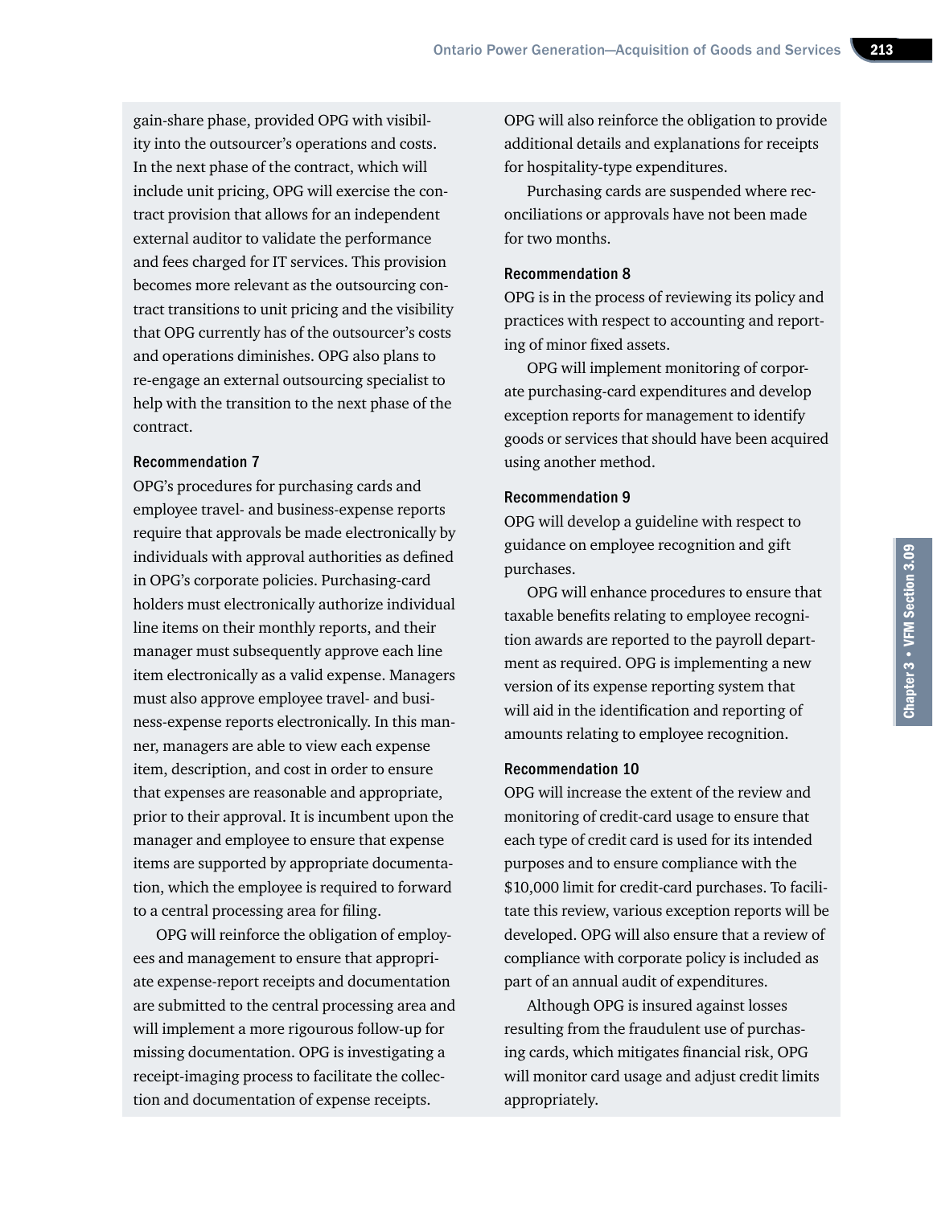gain-share phase, provided OPG with visibility into the outsourcer's operations and costs. In the next phase of the contract, which will include unit pricing, OPG will exercise the contract provision that allows for an independent external auditor to validate the performance and fees charged for IT services. This provision becomes more relevant as the outsourcing contract transitions to unit pricing and the visibility that OPG currently has of the outsourcer's costs and operations diminishes. OPG also plans to re-engage an external outsourcing specialist to help with the transition to the next phase of the contract.

#### Recommendation 7

OPG's procedures for purchasing cards and employee travel- and business-expense reports require that approvals be made electronically by individuals with approval authorities as defined in OPG's corporate policies. Purchasing-card holders must electronically authorize individual line items on their monthly reports, and their manager must subsequently approve each line item electronically as a valid expense. Managers must also approve employee travel- and business-expense reports electronically. In this manner, managers are able to view each expense item, description, and cost in order to ensure that expenses are reasonable and appropriate, prior to their approval. It is incumbent upon the manager and employee to ensure that expense items are supported by appropriate documentation, which the employee is required to forward to a central processing area for filing.

OPG will reinforce the obligation of employees and management to ensure that appropriate expense-report receipts and documentation are submitted to the central processing area and will implement a more rigourous follow-up for missing documentation. OPG is investigating a receipt-imaging process to facilitate the collection and documentation of expense receipts.

OPG will also reinforce the obligation to provide additional details and explanations for receipts for hospitality-type expenditures.

Purchasing cards are suspended where reconciliations or approvals have not been made for two months.

#### Recommendation 8

OPG is in the process of reviewing its policy and practices with respect to accounting and reporting of minor fixed assets.

OPG will implement monitoring of corporate purchasing-card expenditures and develop exception reports for management to identify goods or services that should have been acquired using another method.

#### Recommendation 9

OPG will develop a guideline with respect to guidance on employee recognition and gift purchases.

OPG will enhance procedures to ensure that taxable benefits relating to employee recognition awards are reported to the payroll department as required. OPG is implementing a new version of its expense reporting system that will aid in the identification and reporting of amounts relating to employee recognition.

#### Recommendation 10

OPG will increase the extent of the review and monitoring of credit-card usage to ensure that each type of credit card is used for its intended purposes and to ensure compliance with the $10,000 limit for credit-card purchases. To facilitate this review, various exception reports will be developed. OPG will also ensure that a review of compliance with corporate policy is included as part of an annual audit of expenditures.

Although OPG is insured against losses resulting from the fraudulent use of purchasing cards, which mitigates financial risk, OPG will monitor card usage and adjust credit limits appropriately.